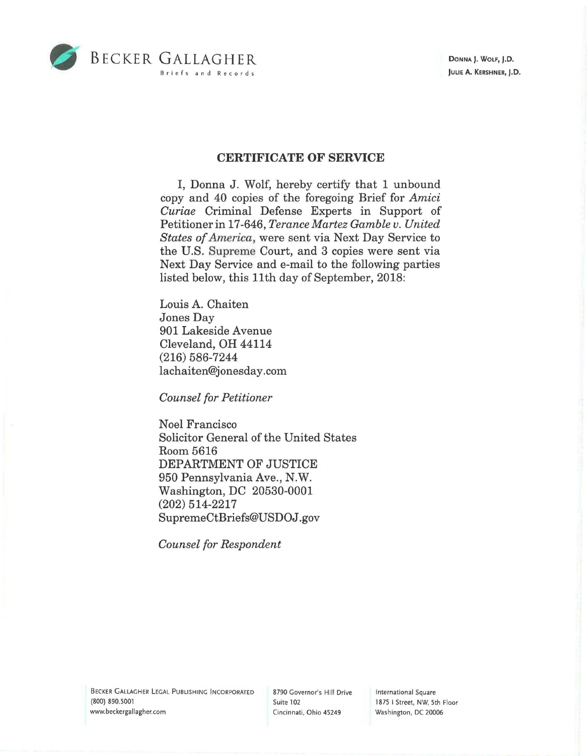BECKER GALLAGHER
Briefs and Records

DONNA J. WOLF, J.D.
JULIE A. KERSHNER, J.D.

## CERTIFICATE OF SERVICE

I, Donna J. Wolf, hereby certify that 1 unbound copy and 40 copies of the foregoing Brief for *Amici Curiae* Criminal Defense Experts in Support of Petitioner in 17-646, *Terance Martez Gamble v. United States of America*, were sent via Next Day Service to the U.S. Supreme Court, and 3 copies were sent via Next Day Service and e-mail to the following parties listed below, this 11th day of September, 2018:

Louis A. Chaiten
Jones Day
901 Lakeside Avenue
Cleveland, OH 44114
(216) 586-7244
lachaiten@jonesday.com

*Counsel for Petitioner*

Noel Francisco
Solicitor General of the United States
Room 5616
DEPARTMENT OF JUSTICE
950 Pennsylvania Ave., N.W.
Washington, DC 20530-0001
(202) 514-2217
SupremeCtBriefs@USDOJ.gov

*Counsel for Respondent*

BECKER GALLAGHER LEGAL PUBLISHING INCORPORATED
(800) 890.5001
www.beckergallagher.com

8790 Governor's Hill Drive
Suite 102
Cincinnati, Ohio 45249

International Square
1875 I Street, NW, 5th Floor
Washington, DC 20006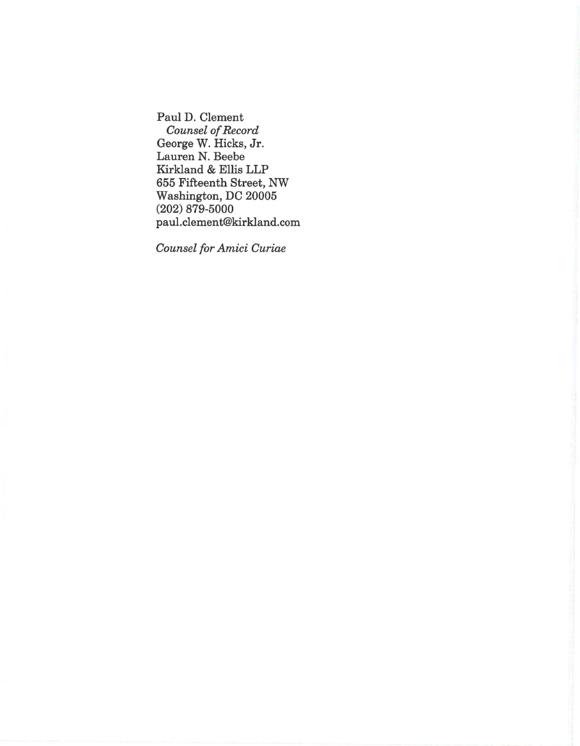Paul D. Clement
*Counsel of Record*
George W. Hicks, Jr.
Lauren N. Beebe
Kirkland & Ellis LLP
655 Fifteenth Street, NW
Washington, DC 20005
(202) 879-5000
paul.clement@kirkland.com

*Counsel for Amici Curiae*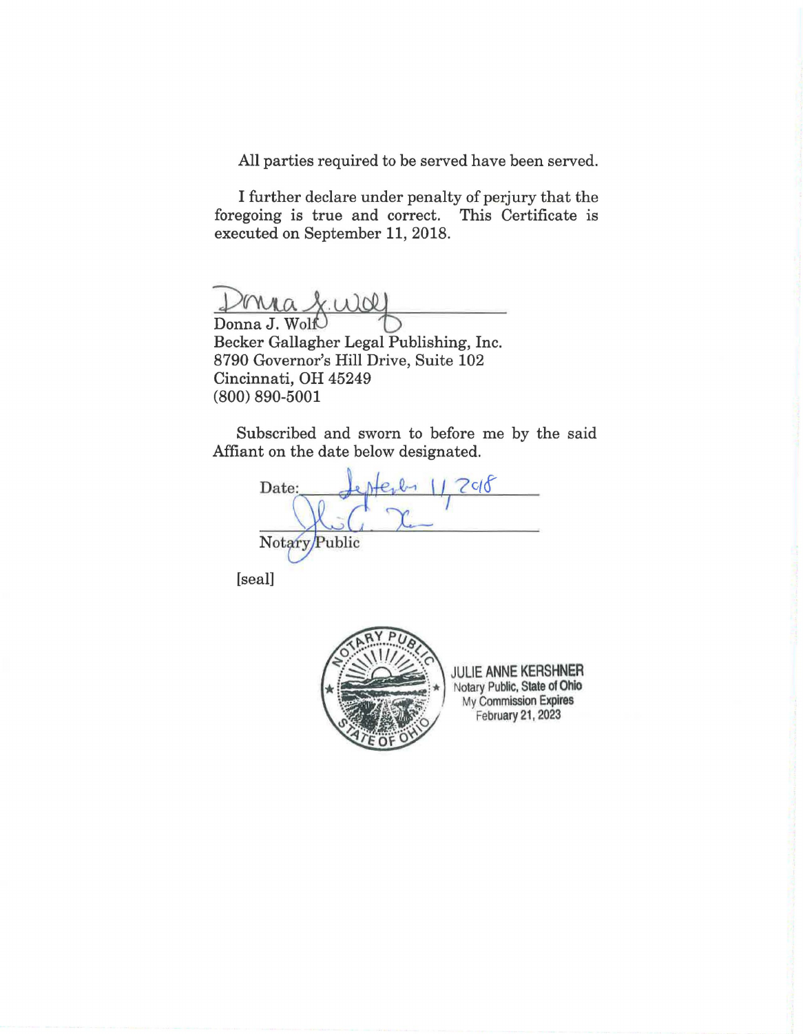All parties required to be served have been served.

I further declare under penalty of perjury that the foregoing is true and correct. This Certificate is executed on September 11, 2018.

Donna J. Wolf
Becker Gallagher Legal Publishing, Inc.
8790 Governor's Hill Drive, Suite 102
Cincinnati, OH 45249
(800) 890-5001

Subscribed and sworn to before me by the said Affiant on the date below designated.

Date: September 11, 2018

Notary Public

[seal]

NOTARY PUBLIC STATE OF OHIO

JULIE ANNE KERSHNER
Notary Public, State of Ohio
My Commission Expires
February 21, 2023